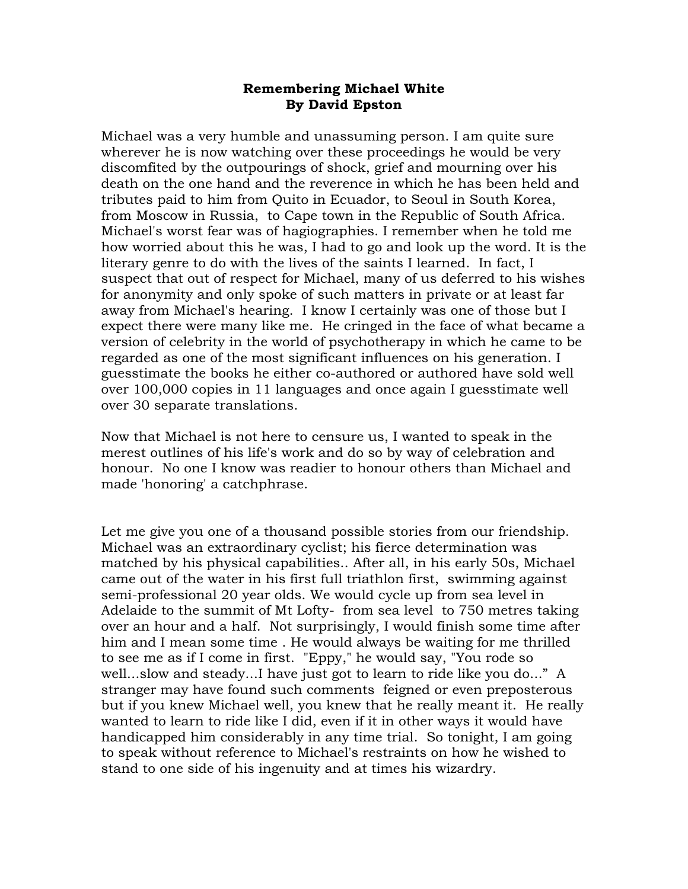**Remembering Michael White**
**By David Epston**

Michael was a very humble and unassuming person. I am quite sure wherever he is now watching over these proceedings he would be very discomfited by the outpourings of shock, grief and mourning over his death on the one hand and the reverence in which he has been held and tributes paid to him from Quito in Ecuador, to Seoul in South Korea, from Moscow in Russia, to Cape town in the Republic of South Africa. Michael's worst fear was of hagiographies. I remember when he told me how worried about this he was, I had to go and look up the word. It is the literary genre to do with the lives of the saints I learned. In fact, I suspect that out of respect for Michael, many of us deferred to his wishes for anonymity and only spoke of such matters in private or at least far away from Michael's hearing. I know I certainly was one of those but I expect there were many like me. He cringed in the face of what became a version of celebrity in the world of psychotherapy in which he came to be regarded as one of the most significant influences on his generation. I guesstimate the books he either co-authored or authored have sold well over 100,000 copies in 11 languages and once again I guesstimate well over 30 separate translations.

Now that Michael is not here to censure us, I wanted to speak in the merest outlines of his life's work and do so by way of celebration and honour. No one I know was readier to honour others than Michael and made 'honoring' a catchphrase.

Let me give you one of a thousand possible stories from our friendship. Michael was an extraordinary cyclist; his fierce determination was matched by his physical capabilities.. After all, in his early 50s, Michael came out of the water in his first full triathlon first, swimming against semi-professional 20 year olds. We would cycle up from sea level in Adelaide to the summit of Mt Lofty- from sea level to 750 metres taking over an hour and a half. Not surprisingly, I would finish some time after him and I mean some time . He would always be waiting for me thrilled to see me as if I come in first. "Eppy," he would say, "You rode so well...slow and steady...I have just got to learn to ride like you do..." A stranger may have found such comments feigned or even preposterous but if you knew Michael well, you knew that he really meant it. He really wanted to learn to ride like I did, even if it in other ways it would have handicapped him considerably in any time trial. So tonight, I am going to speak without reference to Michael's restraints on how he wished to stand to one side of his ingenuity and at times his wizardry.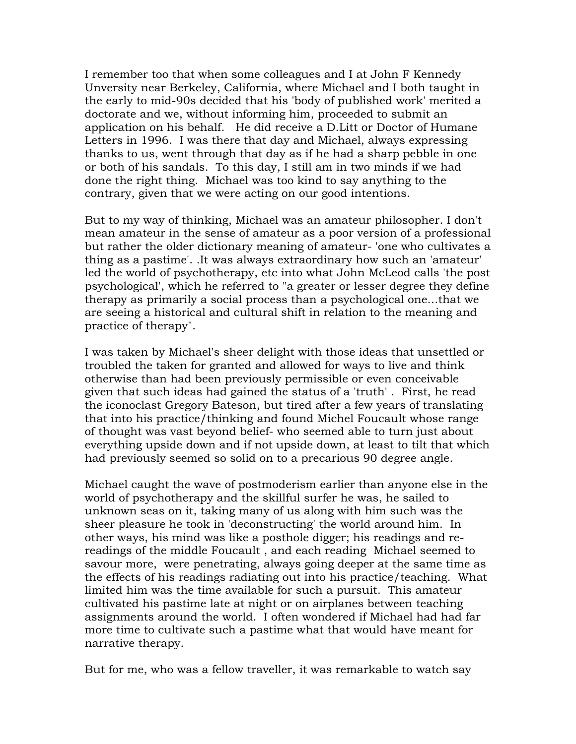I remember too that when some colleagues and I at John F Kennedy Unversity near Berkeley, California, where Michael and I both taught in the early to mid-90s decided that his 'body of published work' merited a doctorate and we, without informing him, proceeded to submit an application on his behalf. He did receive a D.Litt or Doctor of Humane Letters in 1996. I was there that day and Michael, always expressing thanks to us, went through that day as if he had a sharp pebble in one or both of his sandals. To this day, I still am in two minds if we had done the right thing. Michael was too kind to say anything to the contrary, given that we were acting on our good intentions.

But to my way of thinking, Michael was an amateur philosopher. I don't mean amateur in the sense of amateur as a poor version of a professional but rather the older dictionary meaning of amateur- 'one who cultivates a thing as a pastime'. .It was always extraordinary how such an 'amateur' led the world of psychotherapy, etc into what John McLeod calls 'the post psychological', which he referred to "a greater or lesser degree they define therapy as primarily a social process than a psychological one...that we are seeing a historical and cultural shift in relation to the meaning and practice of therapy".

I was taken by Michael's sheer delight with those ideas that unsettled or troubled the taken for granted and allowed for ways to live and think otherwise than had been previously permissible or even conceivable given that such ideas had gained the status of a 'truth' . First, he read the iconoclast Gregory Bateson, but tired after a few years of translating that into his practice/thinking and found Michel Foucault whose range of thought was vast beyond belief- who seemed able to turn just about everything upside down and if not upside down, at least to tilt that which had previously seemed so solid on to a precarious 90 degree angle.

Michael caught the wave of postmoderism earlier than anyone else in the world of psychotherapy and the skillful surfer he was, he sailed to unknown seas on it, taking many of us along with him such was the sheer pleasure he took in 'deconstructing' the world around him. In other ways, his mind was like a posthole digger; his readings and re-readings of the middle Foucault , and each reading Michael seemed to savour more, were penetrating, always going deeper at the same time as the effects of his readings radiating out into his practice/teaching. What limited him was the time available for such a pursuit. This amateur cultivated his pastime late at night or on airplanes between teaching assignments around the world. I often wondered if Michael had had far more time to cultivate such a pastime what that would have meant for narrative therapy.

But for me, who was a fellow traveller, it was remarkable to watch say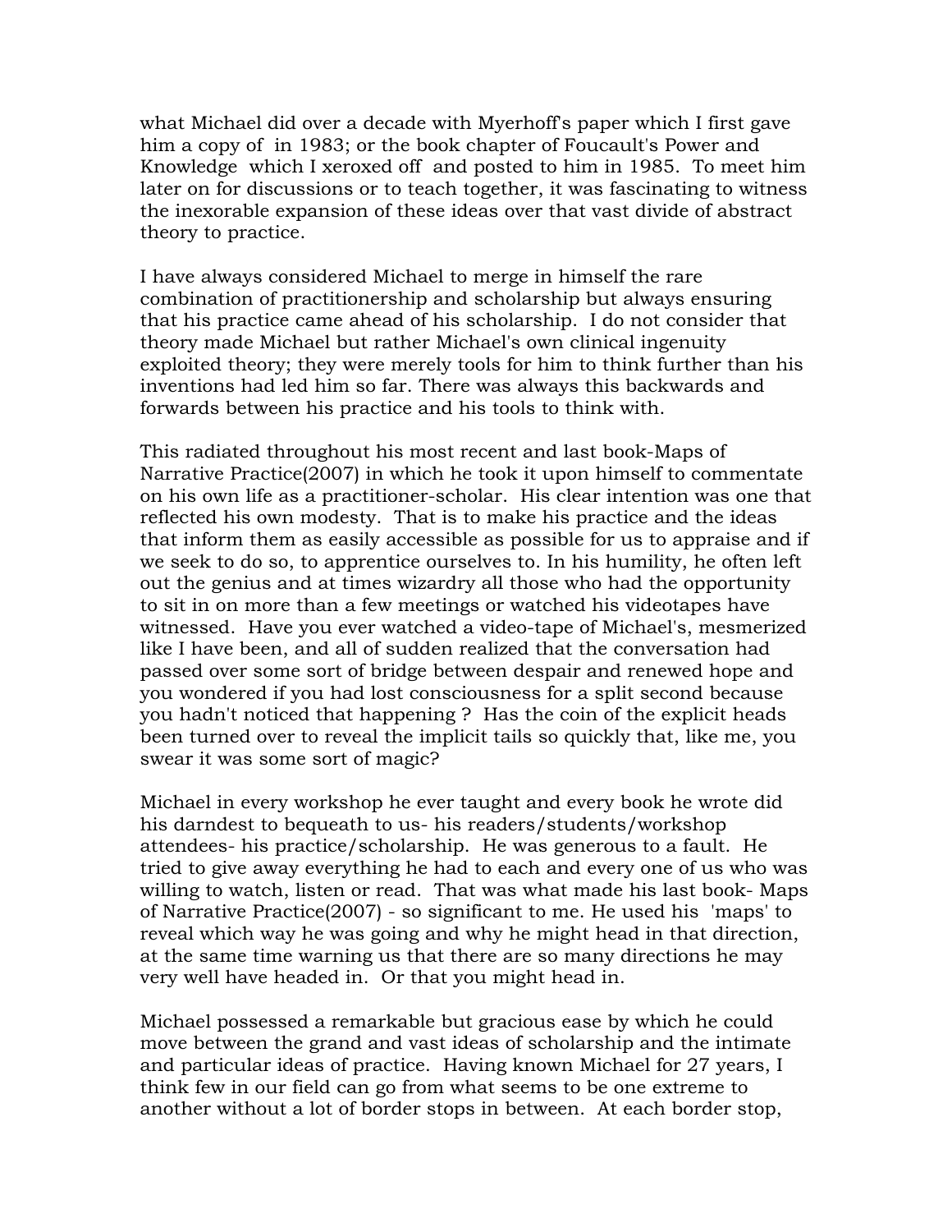what Michael did over a decade with Myerhoff's paper which I first gave him a copy of in 1983; or the book chapter of Foucault's Power and Knowledge which I xeroxed off and posted to him in 1985. To meet him later on for discussions or to teach together, it was fascinating to witness the inexorable expansion of these ideas over that vast divide of abstract theory to practice.

I have always considered Michael to merge in himself the rare combination of practitionership and scholarship but always ensuring that his practice came ahead of his scholarship. I do not consider that theory made Michael but rather Michael's own clinical ingenuity exploited theory; they were merely tools for him to think further than his inventions had led him so far. There was always this backwards and forwards between his practice and his tools to think with.

This radiated throughout his most recent and last book-Maps of Narrative Practice(2007) in which he took it upon himself to commentate on his own life as a practitioner-scholar. His clear intention was one that reflected his own modesty. That is to make his practice and the ideas that inform them as easily accessible as possible for us to appraise and if we seek to do so, to apprentice ourselves to. In his humility, he often left out the genius and at times wizardry all those who had the opportunity to sit in on more than a few meetings or watched his videotapes have witnessed. Have you ever watched a video-tape of Michael's, mesmerized like I have been, and all of sudden realized that the conversation had passed over some sort of bridge between despair and renewed hope and you wondered if you had lost consciousness for a split second because you hadn't noticed that happening ? Has the coin of the explicit heads been turned over to reveal the implicit tails so quickly that, like me, you swear it was some sort of magic?

Michael in every workshop he ever taught and every book he wrote did his darndest to bequeath to us- his readers/students/workshop attendees- his practice/scholarship. He was generous to a fault. He tried to give away everything he had to each and every one of us who was willing to watch, listen or read. That was what made his last book- Maps of Narrative Practice(2007) - so significant to me. He used his 'maps' to reveal which way he was going and why he might head in that direction, at the same time warning us that there are so many directions he may very well have headed in. Or that you might head in.

Michael possessed a remarkable but gracious ease by which he could move between the grand and vast ideas of scholarship and the intimate and particular ideas of practice. Having known Michael for 27 years, I think few in our field can go from what seems to be one extreme to another without a lot of border stops in between. At each border stop,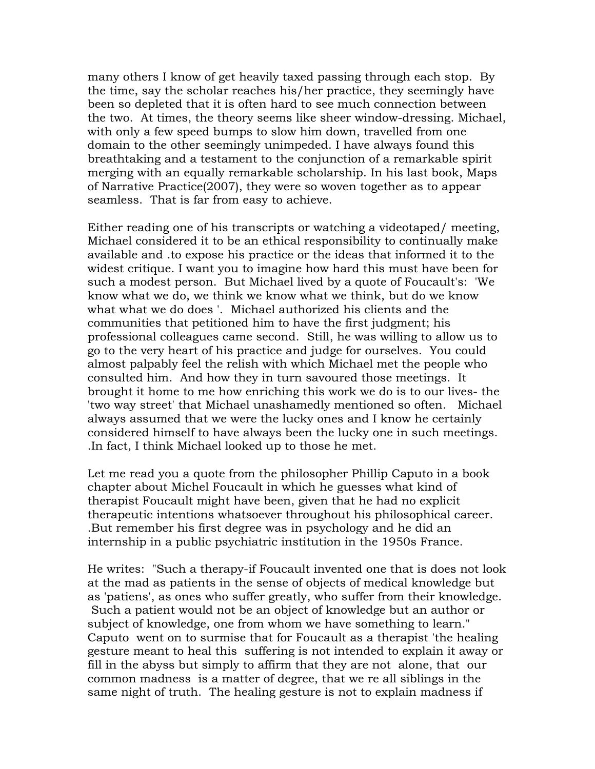many others I know of get heavily taxed passing through each stop. By the time, say the scholar reaches his/her practice, they seemingly have been so depleted that it is often hard to see much connection between the two. At times, the theory seems like sheer window-dressing. Michael, with only a few speed bumps to slow him down, travelled from one domain to the other seemingly unimpeded. I have always found this breathtaking and a testament to the conjunction of a remarkable spirit merging with an equally remarkable scholarship. In his last book, Maps of Narrative Practice(2007), they were so woven together as to appear seamless. That is far from easy to achieve.

Either reading one of his transcripts or watching a videotaped/ meeting, Michael considered it to be an ethical responsibility to continually make available and .to expose his practice or the ideas that informed it to the widest critique. I want you to imagine how hard this must have been for such a modest person. But Michael lived by a quote of Foucault's: 'We know what we do, we think we know what we think, but do we know what what we do does '. Michael authorized his clients and the communities that petitioned him to have the first judgment; his professional colleagues came second. Still, he was willing to allow us to go to the very heart of his practice and judge for ourselves. You could almost palpably feel the relish with which Michael met the people who consulted him. And how they in turn savoured those meetings. It brought it home to me how enriching this work we do is to our lives- the 'two way street' that Michael unashamedly mentioned so often. Michael always assumed that we were the lucky ones and I know he certainly considered himself to have always been the lucky one in such meetings. .In fact, I think Michael looked up to those he met.

Let me read you a quote from the philosopher Phillip Caputo in a book chapter about Michel Foucault in which he guesses what kind of therapist Foucault might have been, given that he had no explicit therapeutic intentions whatsoever throughout his philosophical career. .But remember his first degree was in psychology and he did an internship in a public psychiatric institution in the 1950s France.

He writes: "Such a therapy-if Foucault invented one that is does not look at the mad as patients in the sense of objects of medical knowledge but as 'patiens', as ones who suffer greatly, who suffer from their knowledge. Such a patient would not be an object of knowledge but an author or subject of knowledge, one from whom we have something to learn." Caputo went on to surmise that for Foucault as a therapist 'the healing gesture meant to heal this suffering is not intended to explain it away or fill in the abyss but simply to affirm that they are not alone, that our common madness is a matter of degree, that we re all siblings in the same night of truth. The healing gesture is not to explain madness if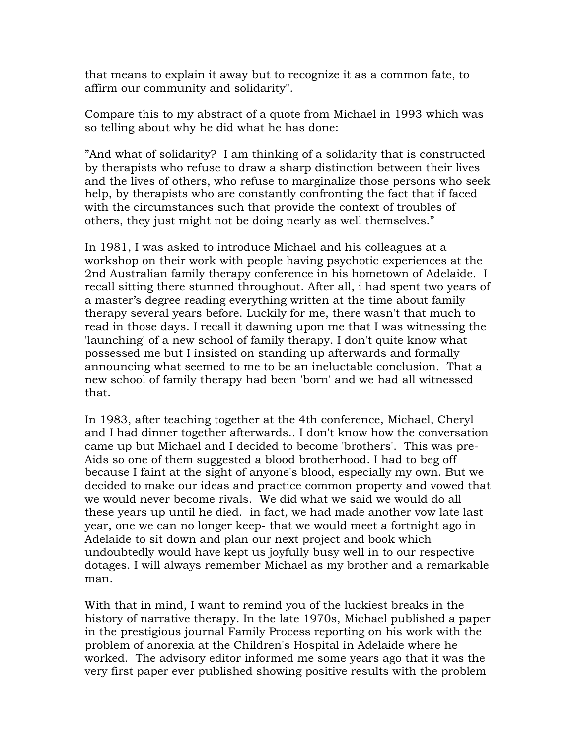that means to explain it away but to recognize it as a common fate, to affirm our community and solidarity".

Compare this to my abstract of a quote from Michael in 1993 which was so telling about why he did what he has done:

"And what of solidarity? I am thinking of a solidarity that is constructed by therapists who refuse to draw a sharp distinction between their lives and the lives of others, who refuse to marginalize those persons who seek help, by therapists who are constantly confronting the fact that if faced with the circumstances such that provide the context of troubles of others, they just might not be doing nearly as well themselves."

In 1981, I was asked to introduce Michael and his colleagues at a workshop on their work with people having psychotic experiences at the 2nd Australian family therapy conference in his hometown of Adelaide. I recall sitting there stunned throughout. After all, i had spent two years of a master's degree reading everything written at the time about family therapy several years before. Luckily for me, there wasn't that much to read in those days. I recall it dawning upon me that I was witnessing the 'launching' of a new school of family therapy. I don't quite know what possessed me but I insisted on standing up afterwards and formally announcing what seemed to me to be an ineluctable conclusion. That a new school of family therapy had been 'born' and we had all witnessed that.

In 1983, after teaching together at the 4th conference, Michael, Cheryl and I had dinner together afterwards.. I don't know how the conversation came up but Michael and I decided to become 'brothers'. This was pre-Aids so one of them suggested a blood brotherhood. I had to beg off because I faint at the sight of anyone's blood, especially my own. But we decided to make our ideas and practice common property and vowed that we would never become rivals. We did what we said we would do all these years up until he died. in fact, we had made another vow late last year, one we can no longer keep- that we would meet a fortnight ago in Adelaide to sit down and plan our next project and book which undoubtedly would have kept us joyfully busy well in to our respective dotages. I will always remember Michael as my brother and a remarkable man.

With that in mind, I want to remind you of the luckiest breaks in the history of narrative therapy. In the late 1970s, Michael published a paper in the prestigious journal Family Process reporting on his work with the problem of anorexia at the Children's Hospital in Adelaide where he worked. The advisory editor informed me some years ago that it was the very first paper ever published showing positive results with the problem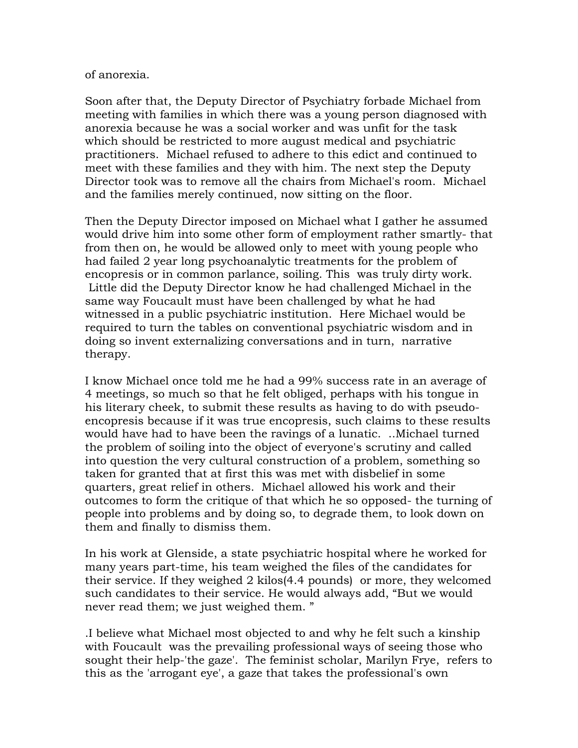of anorexia.

Soon after that, the Deputy Director of Psychiatry forbade Michael from meeting with families in which there was a young person diagnosed with anorexia because he was a social worker and was unfit for the task which should be restricted to more august medical and psychiatric practitioners. Michael refused to adhere to this edict and continued to meet with these families and they with him. The next step the Deputy Director took was to remove all the chairs from Michael's room. Michael and the families merely continued, now sitting on the floor.

Then the Deputy Director imposed on Michael what I gather he assumed would drive him into some other form of employment rather smartly- that from then on, he would be allowed only to meet with young people who had failed 2 year long psychoanalytic treatments for the problem of encopresis or in common parlance, soiling. This was truly dirty work. Little did the Deputy Director know he had challenged Michael in the same way Foucault must have been challenged by what he had witnessed in a public psychiatric institution. Here Michael would be required to turn the tables on conventional psychiatric wisdom and in doing so invent externalizing conversations and in turn, narrative therapy.

I know Michael once told me he had a 99% success rate in an average of 4 meetings, so much so that he felt obliged, perhaps with his tongue in his literary cheek, to submit these results as having to do with pseudo-encopresis because if it was true encopresis, such claims to these results would have had to have been the ravings of a lunatic. ..Michael turned the problem of soiling into the object of everyone's scrutiny and called into question the very cultural construction of a problem, something so taken for granted that at first this was met with disbelief in some quarters, great relief in others. Michael allowed his work and their outcomes to form the critique of that which he so opposed- the turning of people into problems and by doing so, to degrade them, to look down on them and finally to dismiss them.

In his work at Glenside, a state psychiatric hospital where he worked for many years part-time, his team weighed the files of the candidates for their service. If they weighed 2 kilos(4.4 pounds) or more, they welcomed such candidates to their service. He would always add, "But we would never read them; we just weighed them. "

.I believe what Michael most objected to and why he felt such a kinship with Foucault was the prevailing professional ways of seeing those who sought their help-'the gaze'. The feminist scholar, Marilyn Frye, refers to this as the 'arrogant eye', a gaze that takes the professional's own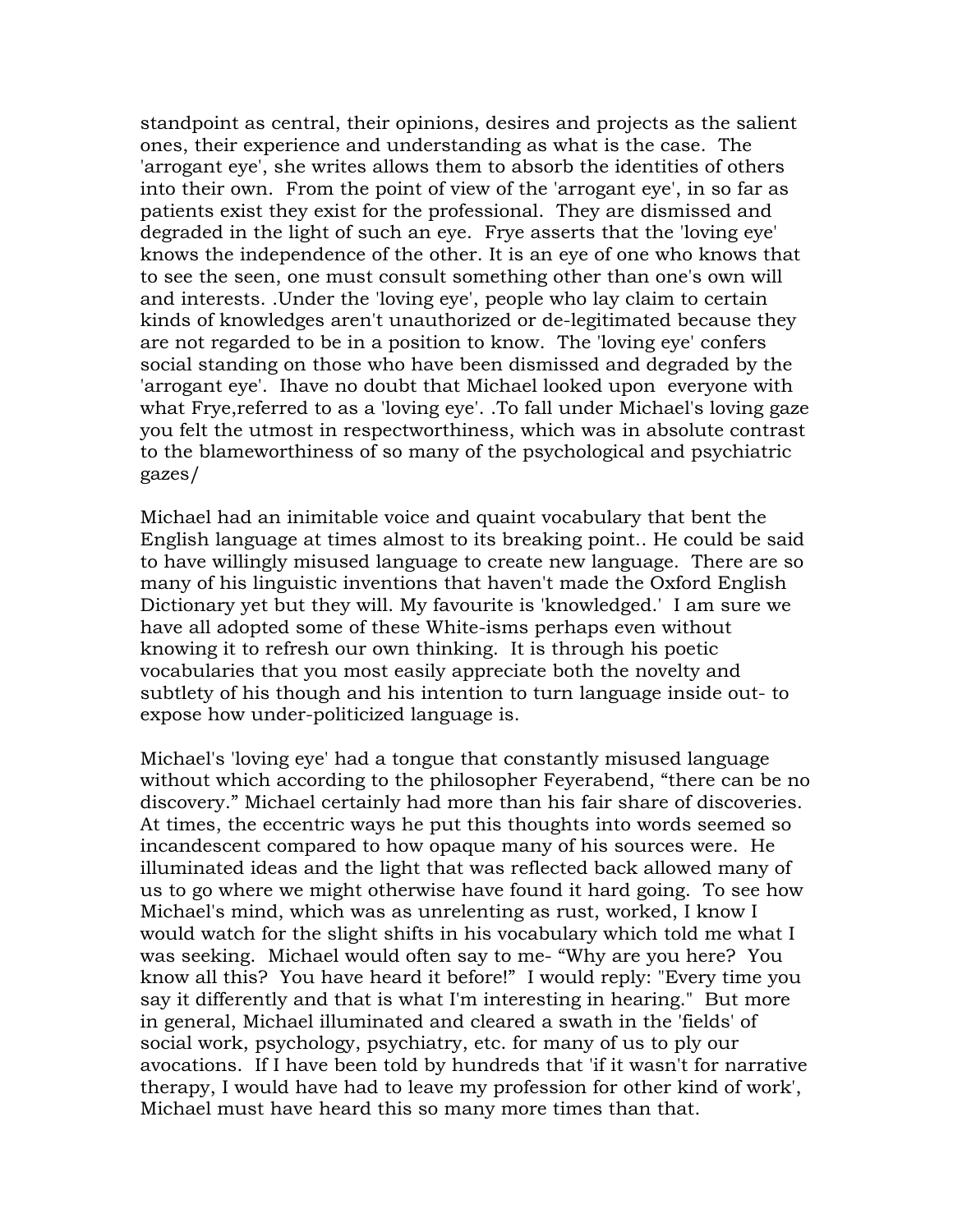standpoint as central, their opinions, desires and projects as the salient ones, their experience and understanding as what is the case. The 'arrogant eye', she writes allows them to absorb the identities of others into their own. From the point of view of the 'arrogant eye', in so far as patients exist they exist for the professional. They are dismissed and degraded in the light of such an eye. Frye asserts that the 'loving eye' knows the independence of the other. It is an eye of one who knows that to see the seen, one must consult something other than one's own will and interests. .Under the 'loving eye', people who lay claim to certain kinds of knowledges aren't unauthorized or de-legitimated because they are not regarded to be in a position to know. The 'loving eye' confers social standing on those who have been dismissed and degraded by the 'arrogant eye'. Ihave no doubt that Michael looked upon everyone with what Frye,referred to as a 'loving eye'. .To fall under Michael's loving gaze you felt the utmost in respectworthiness, which was in absolute contrast to the blameworthiness of so many of the psychological and psychiatric gazes/

Michael had an inimitable voice and quaint vocabulary that bent the English language at times almost to its breaking point.. He could be said to have willingly misused language to create new language. There are so many of his linguistic inventions that haven't made the Oxford English Dictionary yet but they will. My favourite is 'knowledged.' I am sure we have all adopted some of these White-isms perhaps even without knowing it to refresh our own thinking. It is through his poetic vocabularies that you most easily appreciate both the novelty and subtlety of his though and his intention to turn language inside out- to expose how under-politicized language is.

Michael's 'loving eye' had a tongue that constantly misused language without which according to the philosopher Feyerabend, "there can be no discovery." Michael certainly had more than his fair share of discoveries. At times, the eccentric ways he put this thoughts into words seemed so incandescent compared to how opaque many of his sources were. He illuminated ideas and the light that was reflected back allowed many of us to go where we might otherwise have found it hard going. To see how Michael's mind, which was as unrelenting as rust, worked, I know I would watch for the slight shifts in his vocabulary which told me what I was seeking. Michael would often say to me- "Why are you here? You know all this? You have heard it before!" I would reply: "Every time you say it differently and that is what I'm interesting in hearing." But more in general, Michael illuminated and cleared a swath in the 'fields' of social work, psychology, psychiatry, etc. for many of us to ply our avocations. If I have been told by hundreds that 'if it wasn't for narrative therapy, I would have had to leave my profession for other kind of work', Michael must have heard this so many more times than that.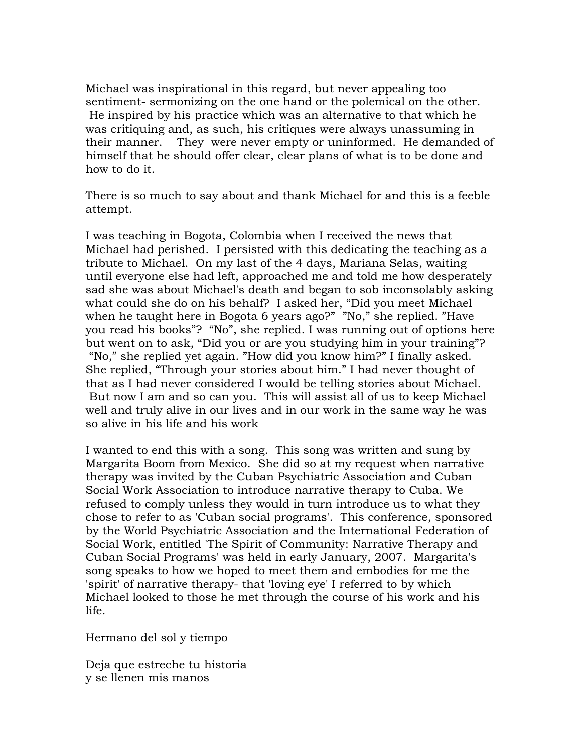Michael was inspirational in this regard, but never appealing too sentiment- sermonizing on the one hand or the polemical on the other. He inspired by his practice which was an alternative to that which he was critiquing and, as such, his critiques were always unassuming in their manner. They were never empty or uninformed. He demanded of himself that he should offer clear, clear plans of what is to be done and how to do it.

There is so much to say about and thank Michael for and this is a feeble attempt.

I was teaching in Bogota, Colombia when I received the news that Michael had perished. I persisted with this dedicating the teaching as a tribute to Michael. On my last of the 4 days, Mariana Selas, waiting until everyone else had left, approached me and told me how desperately sad she was about Michael's death and began to sob inconsolably asking what could she do on his behalf? I asked her, "Did you meet Michael when he taught here in Bogota 6 years ago?" "No," she replied. "Have you read his books"? "No", she replied. I was running out of options here but went on to ask, "Did you or are you studying him in your training"? "No," she replied yet again. "How did you know him?" I finally asked. She replied, "Through your stories about him." I had never thought of that as I had never considered I would be telling stories about Michael. But now I am and so can you. This will assist all of us to keep Michael well and truly alive in our lives and in our work in the same way he was so alive in his life and his work

I wanted to end this with a song. This song was written and sung by Margarita Boom from Mexico. She did so at my request when narrative therapy was invited by the Cuban Psychiatric Association and Cuban Social Work Association to introduce narrative therapy to Cuba. We refused to comply unless they would in turn introduce us to what they chose to refer to as 'Cuban social programs'. This conference, sponsored by the World Psychiatric Association and the International Federation of Social Work, entitled 'The Spirit of Community: Narrative Therapy and Cuban Social Programs' was held in early January, 2007. Margarita's song speaks to how we hoped to meet them and embodies for me the 'spirit' of narrative therapy- that 'loving eye' I referred to by which Michael looked to those he met through the course of his work and his life.

Hermano del sol y tiempo

Deja que estreche tu historia
y se llenen mis manos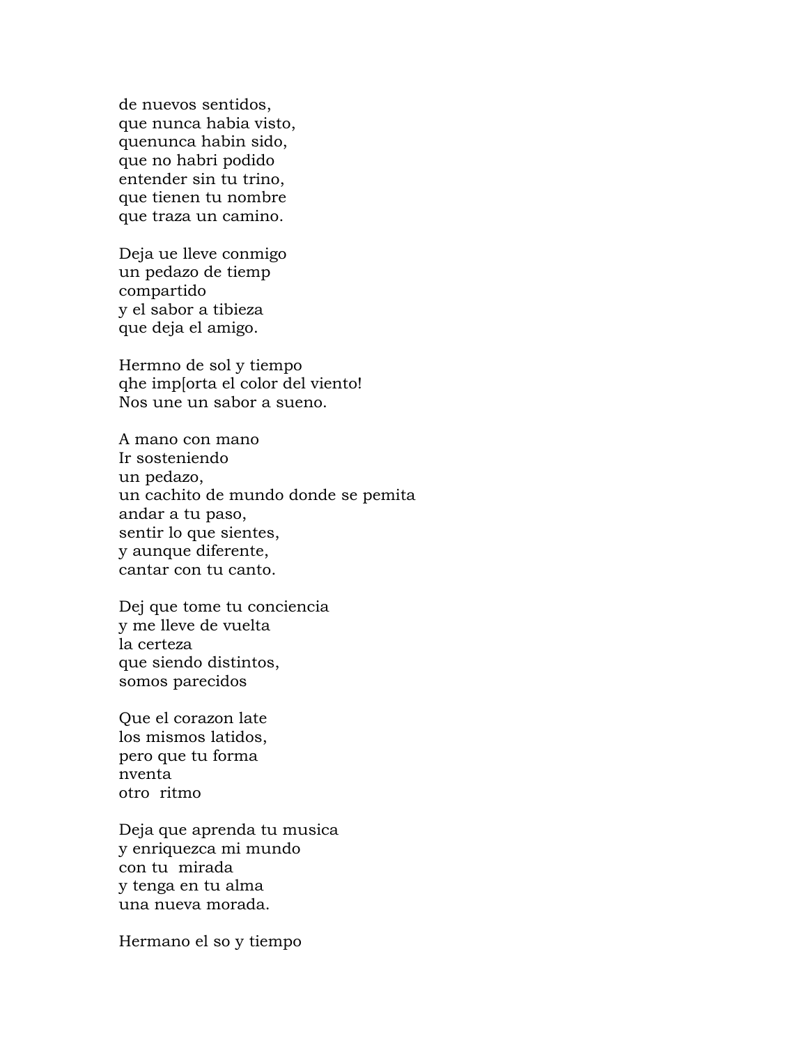de nuevos sentidos,  
que nunca habia visto,  
quenunca habin sido,  
que no habri podido  
entender sin tu trino,  
que tienen tu nombre  
que traza un camino.

Deja ue lleve conmigo  
un pedazo de tiemp  
compartido  
y el sabor a tibieza  
que deja el amigo.

Hermno de sol y tiempo  
qhe imp[orta el color del viento!  
Nos une un sabor a sueno.

A mano con mano  
Ir sosteniendo  
un pedazo,  
un cachito de mundo donde se pemita  
andar a tu paso,  
sentir lo que sientes,  
y aunque diferente,  
cantar con tu canto.

Dej que tome tu conciencia  
y me lleve de vuelta  
la certeza  
que siendo distintos,  
somos parecidos

Que el corazon late  
los mismos latidos,  
pero que tu forma  
nventa  
otro  ritmo

Deja que aprenda tu musica  
y enriquezca mi mundo  
con tu  mirada  
y tenga en tu alma  
una nueva morada.

Hermano el so y tiempo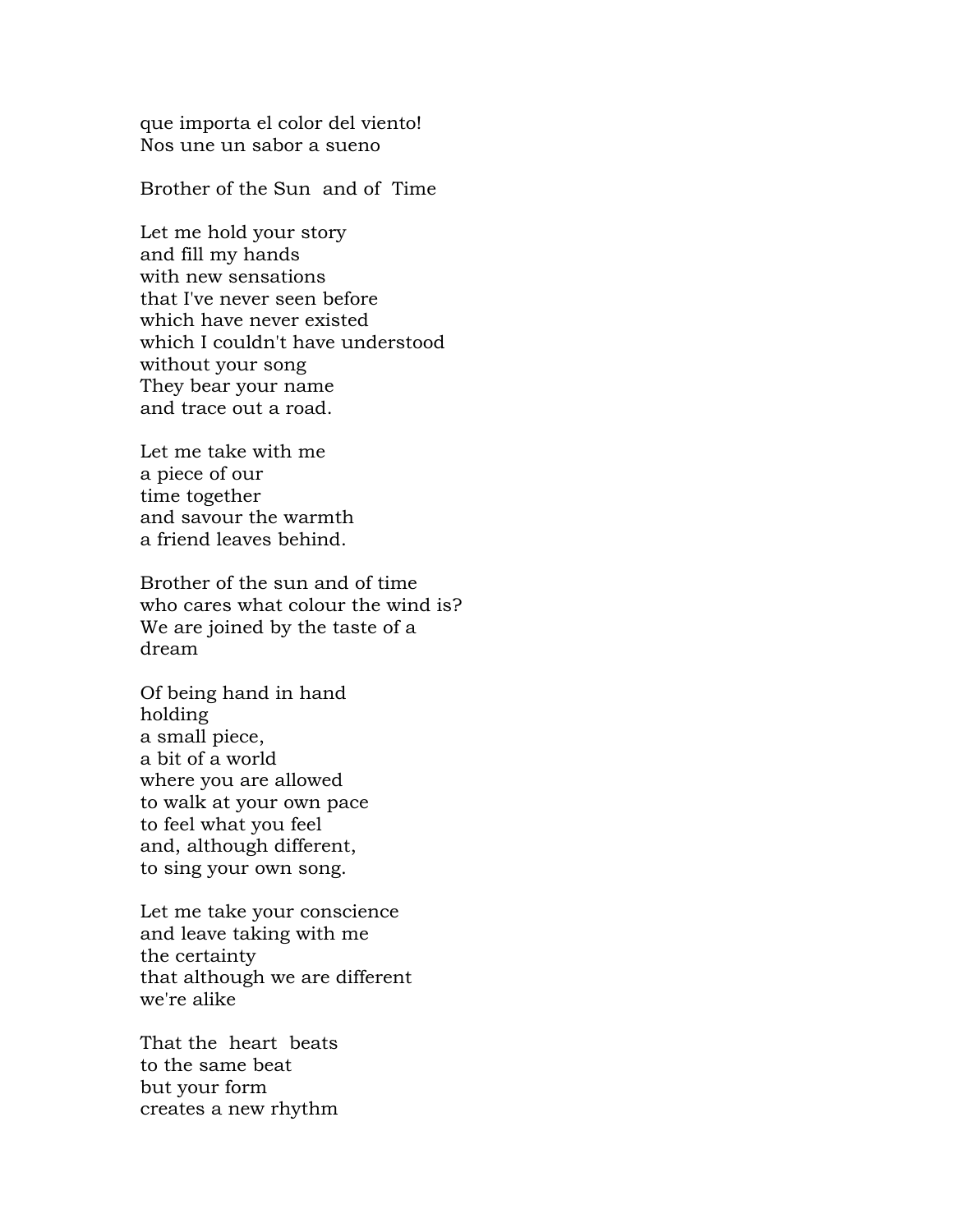que importa el color del viento!
Nos une un sabor a sueno

Brother of the Sun and of Time

Let me hold your story
and fill my hands
with new sensations
that I've never seen before
which have never existed
which I couldn't have understood
without your song
They bear your name
and trace out a road.

Let me take with me
a piece of our
time together
and savour the warmth
a friend leaves behind.

Brother of the sun and of time
who cares what colour the wind is?
We are joined by the taste of a
dream

Of being hand in hand
holding
a small piece,
a bit of a world
where you are allowed
to walk at your own pace
to feel what you feel
and, although different,
to sing your own song.

Let me take your conscience
and leave taking with me
the certainty
that although we are different
we're alike

That the heart beats
to the same beat
but your form
creates a new rhythm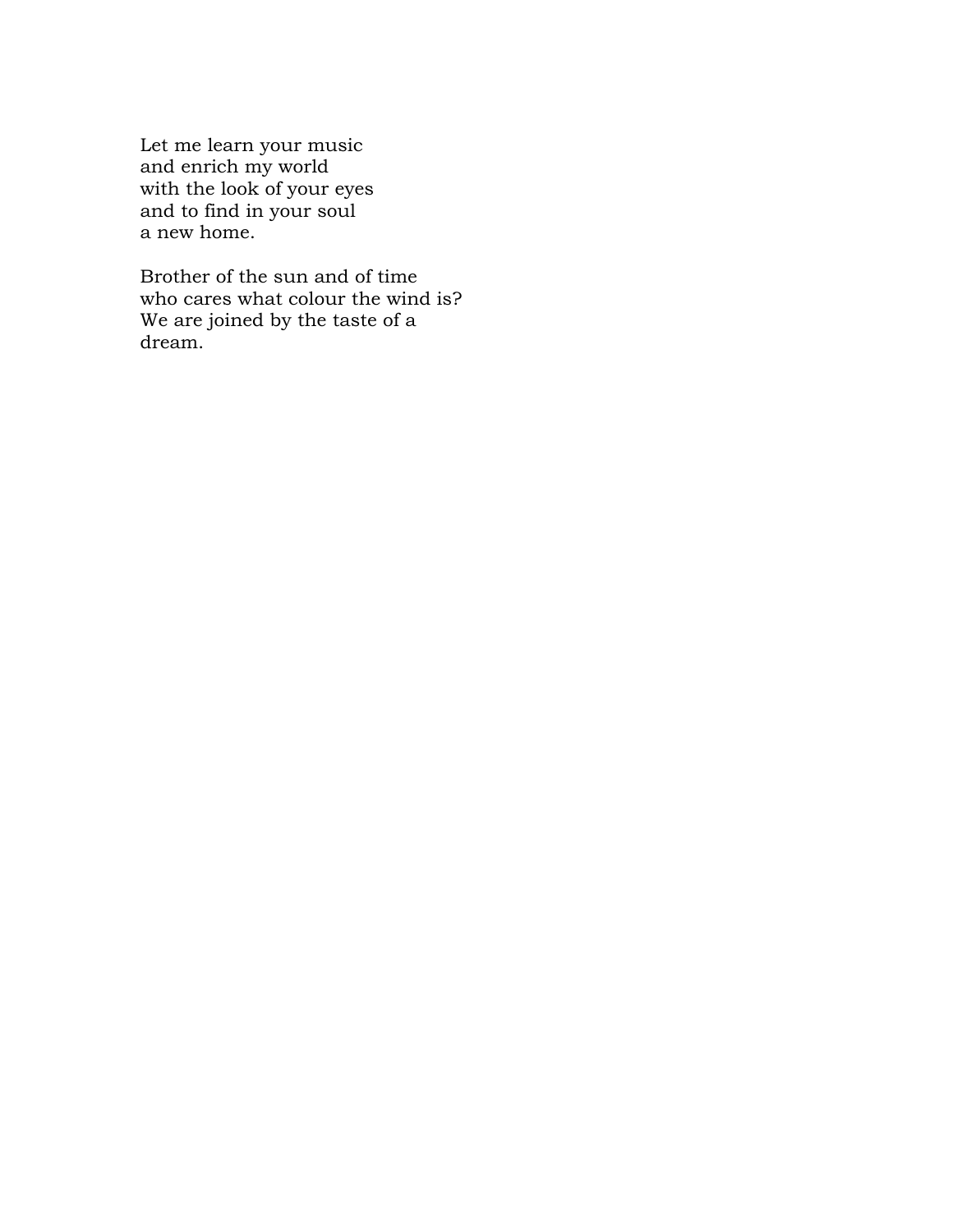Let me learn your music  
and enrich my world  
with the look of your eyes  
and to find in your soul  
a new home.

Brother of the sun and of time  
who cares what colour the wind is?  
We are joined by the taste of a  
dream.